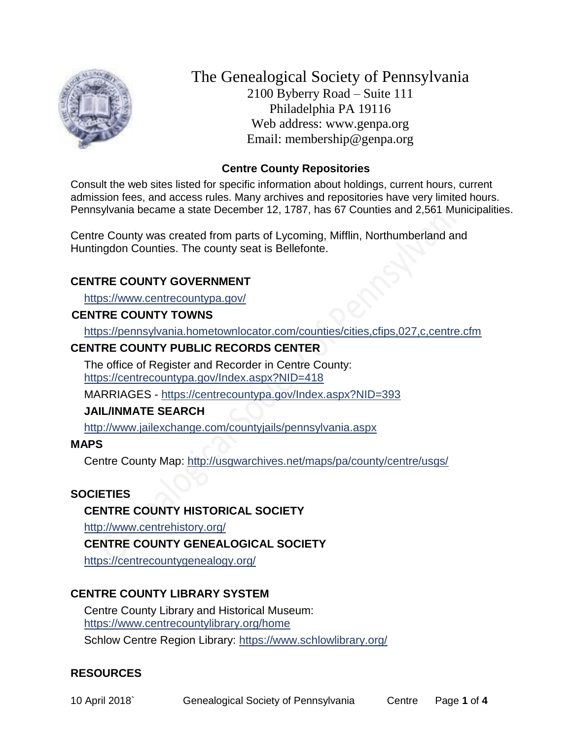# The Genealogical Society of Pennsylvania

2100 Byberry Road – Suite 111
Philadelphia PA 19116
Web address: www.genpa.org
Email: membership@genpa.org

## Centre County Repositories

Consult the web sites listed for specific information about holdings, current hours, current admission fees, and access rules. Many archives and repositories have very limited hours. Pennsylvania became a state December 12, 1787, has 67 Counties and 2,561 Municipalities.

Centre County was created from parts of Lycoming, Mifflin, Northumberland and Huntingdon Counties. The county seat is Bellefonte.

### CENTRE COUNTY GOVERNMENT

https://www.centrecountypa.gov/

### CENTRE COUNTY TOWNS

https://pennsylvania.hometownlocator.com/counties/cities,cfips,027,c,centre.cfm

### CENTRE COUNTY PUBLIC RECORDS CENTER

The office of Register and Recorder in Centre County: https://centrecountypa.gov/Index.aspx?NID=418

MARRIAGES - https://centrecountypa.gov/Index.aspx?NID=393

#### JAIL/INMATE SEARCH

http://www.jailexchange.com/countyjails/pennsylvania.aspx

### MAPS

Centre County Map: http://usgwarchives.net/maps/pa/county/centre/usgs/

### SOCIETIES

#### CENTRE COUNTY HISTORICAL SOCIETY

http://www.centrehistory.org/

#### CENTRE COUNTY GENEALOGICAL SOCIETY

https://centrecountygenealogy.org/

### CENTRE COUNTY LIBRARY SYSTEM

Centre County Library and Historical Museum: https://www.centrecountylibrary.org/home

Schlow Centre Region Library: https://www.schlowlibrary.org/

### RESOURCES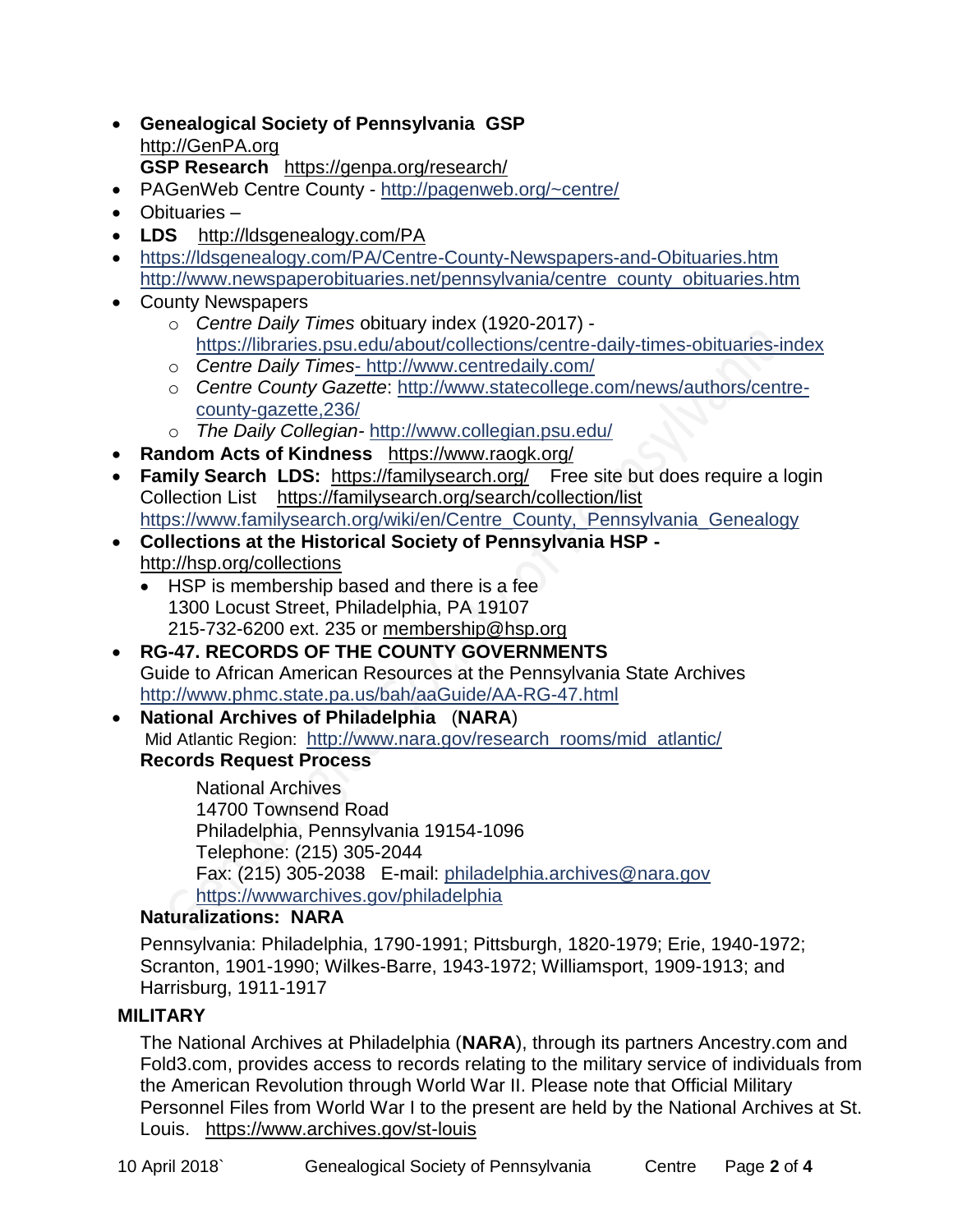- **Genealogical Society of Pennsylvania GSP**
  http://GenPA.org
  **GSP Research** https://genpa.org/research/
- PAGenWeb Centre County - http://pagenweb.org/~centre/
- Obituaries –
- **LDS** http://ldsgenealogy.com/PA
- https://ldsgenealogy.com/PA/Centre-County-Newspapers-and-Obituaries.htm
  http://www.newspaperobituaries.net/pennsylvania/centre_county_obituaries.htm
- County Newspapers
  - *Centre Daily Times* obituary index (1920-2017) - https://libraries.psu.edu/about/collections/centre-daily-times-obituaries-index
  - *Centre Daily Times*- http://www.centredaily.com/
  - *Centre County Gazette*: http://www.statecollege.com/news/authors/centre-county-gazette,236/
  - *The Daily Collegian*- http://www.collegian.psu.edu/
- **Random Acts of Kindness** https://www.raogk.org/
- **Family Search LDS:** https://familysearch.org/ Free site but does require a login
  Collection List https://familysearch.org/search/collection/list
  https://www.familysearch.org/wiki/en/Centre_County,_Pennsylvania_Genealogy
- **Collections at the Historical Society of Pennsylvania HSP -**
  http://hsp.org/collections
  - HSP is membership based and there is a fee
    1300 Locust Street, Philadelphia, PA 19107
    215-732-6200 ext. 235 or membership@hsp.org
- **RG-47. RECORDS OF THE COUNTY GOVERNMENTS**
  Guide to African American Resources at the Pennsylvania State Archives
  http://www.phmc.state.pa.us/bah/aaGuide/AA-RG-47.html
- **National Archives of Philadelphia** (**NARA**)
  Mid Atlantic Region: http://www.nara.gov/research_rooms/mid_atlantic/
  **Records Request Process**

  National Archives
  14700 Townsend Road
  Philadelphia, Pennsylvania 19154-1096
  Telephone: (215) 305-2044
  Fax: (215) 305-2038 E-mail: philadelphia.archives@nara.gov
  https://wwwarchives.gov/philadelphia

  **Naturalizations: NARA**

  Pennsylvania: Philadelphia, 1790-1991; Pittsburgh, 1820-1979; Erie, 1940-1972; Scranton, 1901-1990; Wilkes-Barre, 1943-1972; Williamsport, 1909-1913; and Harrisburg, 1911-1917

**MILITARY**

The National Archives at Philadelphia (**NARA**), through its partners Ancestry.com and Fold3.com, provides access to records relating to the military service of individuals from the American Revolution through World War II. Please note that Official Military Personnel Files from World War I to the present are held by the National Archives at St. Louis. https://www.archives.gov/st-louis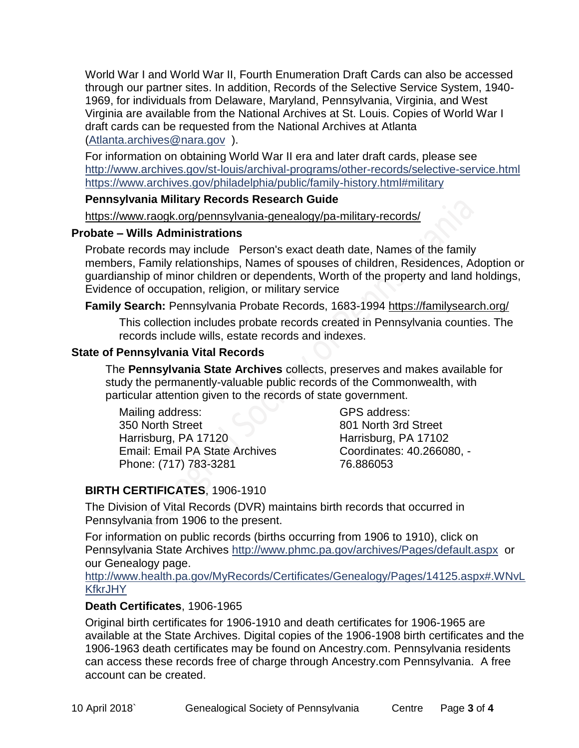World War I and World War II, Fourth Enumeration Draft Cards can also be accessed through our partner sites. In addition, Records of the Selective Service System, 1940-1969, for individuals from Delaware, Maryland, Pennsylvania, Virginia, and West Virginia are available from the National Archives at St. Louis. Copies of World War I draft cards can be requested from the National Archives at Atlanta (Atlanta.archives@nara.gov ).

For information on obtaining World War II era and later draft cards, please see http://www.archives.gov/st-louis/archival-programs/other-records/selective-service.html https://www.archives.gov/philadelphia/public/family-history.html#military

**Pennsylvania Military Records Research Guide**

https://www.raogk.org/pennsylvania-genealogy/pa-military-records/

### Probate – Wills Administrations

Probate records may include Person's exact death date, Names of the family members, Family relationships, Names of spouses of children, Residences, Adoption or guardianship of minor children or dependents, Worth of the property and land holdings, Evidence of occupation, religion, or military service

**Family Search:** Pennsylvania Probate Records, 1683-1994 https://familysearch.org/

This collection includes probate records created in Pennsylvania counties. The records include wills, estate records and indexes.

### State of Pennsylvania Vital Records

The **Pennsylvania State Archives** collects, preserves and makes available for study the permanently-valuable public records of the Commonwealth, with particular attention given to the records of state government.

Mailing address:
350 North Street
Harrisburg, PA 17120
Email: Email PA State Archives
Phone: (717) 783-3281

GPS address:
801 North 3rd Street
Harrisburg, PA 17102
Coordinates: 40.266080, -76.886053

**BIRTH CERTIFICATES**, 1906-1910

The Division of Vital Records (DVR) maintains birth records that occurred in Pennsylvania from 1906 to the present.

For information on public records (births occurring from 1906 to 1910), click on Pennsylvania State Archives http://www.phmc.pa.gov/archives/Pages/default.aspx or our Genealogy page.
http://www.health.pa.gov/MyRecords/Certificates/Genealogy/Pages/14125.aspx#.WNvLKfkrJHY

**Death Certificates**, 1906-1965

Original birth certificates for 1906-1910 and death certificates for 1906-1965 are available at the State Archives. Digital copies of the 1906-1908 birth certificates and the 1906-1963 death certificates may be found on Ancestry.com. Pennsylvania residents can access these records free of charge through Ancestry.com Pennsylvania. A free account can be created.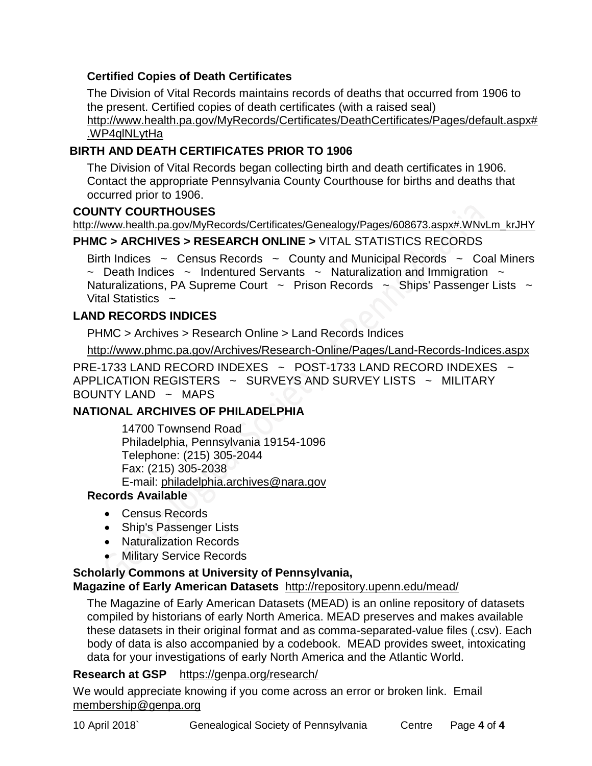### Certified Copies of Death Certificates

The Division of Vital Records maintains records of deaths that occurred from 1906 to the present. Certified copies of death certificates (with a raised seal) http://www.health.pa.gov/MyRecords/Certificates/DeathCertificates/Pages/default.aspx#.WP4qlNLytHa

## BIRTH AND DEATH CERTIFICATES PRIOR TO 1906

The Division of Vital Records began collecting birth and death certificates in 1906. Contact the appropriate Pennsylvania County Courthouse for births and deaths that occurred prior to 1906.

## COUNTY COURTHOUSES

http://www.health.pa.gov/MyRecords/Certificates/Genealogy/Pages/608673.aspx#.WNvLm_krJHY

## PHMC > ARCHIVES > RESEARCH ONLINE > VITAL STATISTICS RECORDS

Birth Indices ~ Census Records ~ County and Municipal Records ~ Coal Miners ~ Death Indices ~ Indentured Servants ~ Naturalization and Immigration ~ Naturalizations, PA Supreme Court ~ Prison Records ~ Ships' Passenger Lists ~ Vital Statistics ~

## LAND RECORDS INDICES

PHMC > Archives > Research Online > Land Records Indices

http://www.phmc.pa.gov/Archives/Research-Online/Pages/Land-Records-Indices.aspx

PRE-1733 LAND RECORD INDEXES ~ POST-1733 LAND RECORD INDEXES ~ APPLICATION REGISTERS ~ SURVEYS AND SURVEY LISTS ~ MILITARY BOUNTY LAND ~ MAPS

## NATIONAL ARCHIVES OF PHILADELPHIA

14700 Townsend Road
Philadelphia, Pennsylvania 19154-1096
Telephone: (215) 305-2044
Fax: (215) 305-2038
E-mail: philadelphia.archives@nara.gov

### Records Available

- Census Records
- Ship's Passenger Lists
- Naturalization Records
- Military Service Records

## Scholarly Commons at University of Pennsylvania, Magazine of Early American Datasets http://repository.upenn.edu/mead/

The Magazine of Early American Datasets (MEAD) is an online repository of datasets compiled by historians of early North America. MEAD preserves and makes available these datasets in their original format and as comma-separated-value files (.csv). Each body of data is also accompanied by a codebook. MEAD provides sweet, intoxicating data for your investigations of early North America and the Atlantic World.

## Research at GSP https://genpa.org/research/

We would appreciate knowing if you come across an error or broken link. Email membership@genpa.org